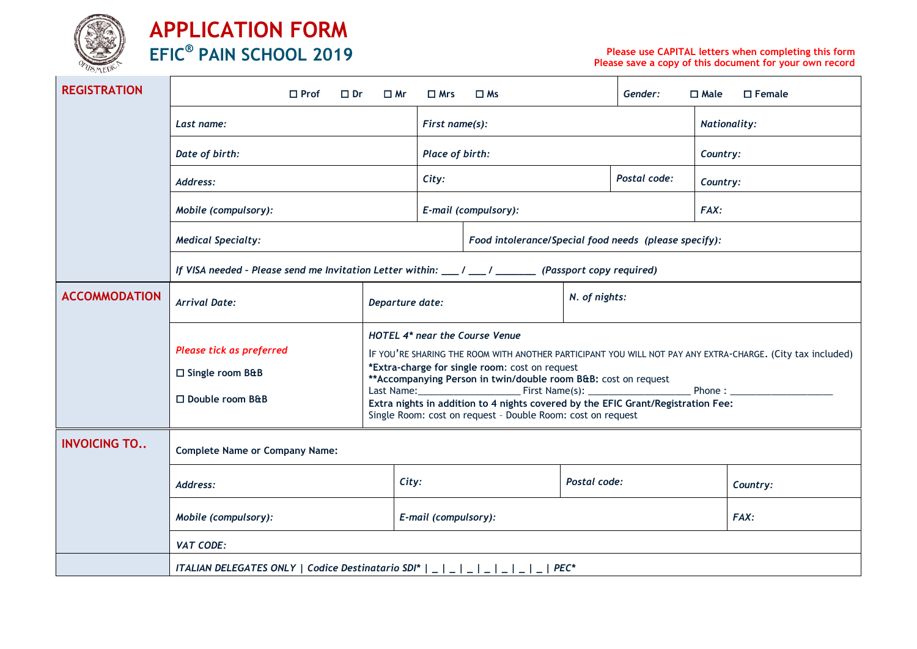# APPLICATION FORM

## EFIC® PAIN SCHOOL 2019

**Please use CAPITAL letters when completing this form**
**Please save a copy of this document for your own record**

| | | | | |
|---|---|---|---|---|
| **REGISTRATION** | ☐ Prof ☐ Dr ☐ Mr ☐ Mrs ☐ Ms | | *Gender:* | ☐ Male ☐ Female |
| | *Last name:* | *First name(s):* | | *Nationality:* |
| | *Date of birth:* | *Place of birth:* | | *Country:* |
| | *Address:* | *City:* | *Postal code:* | *Country:* |
| | *Mobile (compulsory):* | *E-mail (compulsory):* | | *FAX:* |
| | *Medical Specialty:* | *Food intolerance/Special food needs (please specify):* | | |
| | *If VISA needed - Please send me Invitation Letter within: ___ / ___ / _______ (Passport copy required)* | | | |
| **ACCOMMODATION** | *Arrival Date:* | *Departure date:* | *N. of nights:* | |
| | *Please tick as preferred*<br>☐ Single room B&B<br>☐ Double room B&B | *HOTEL 4\* near the Course Venue*<br>IF YOU'RE SHARING THE ROOM WITH ANOTHER PARTICIPANT YOU WILL NOT PAY ANY EXTRA-CHARGE. (City tax included)<br>**\*Extra-charge for single room:** cost on request<br>**\*\*Accompanying Person in twin/double room B&B:** cost on request<br>Last Name:___________________ First Name(s): ___________________ Phone : ___________________<br>**Extra nights in addition to 4 nights covered by the EFIC Grant/Registration Fee:**<br>Single Room: cost on request – Double Room: cost on request | | |
| **INVOICING TO..** | **Complete Name or Company Name:** | | | |
| | *Address:* | *City:* | *Postal code:* | *Country:* |
| | *Mobile (compulsory):* | *E-mail (compulsory):* | | *FAX:* |
| | *VAT CODE:* | | | |
| | *ITALIAN DELEGATES ONLY \| Codice Destinatario SDI\* \| _ \| _ \| _ \| _ \| _ \| _ \| _ \| PEC\** | | | |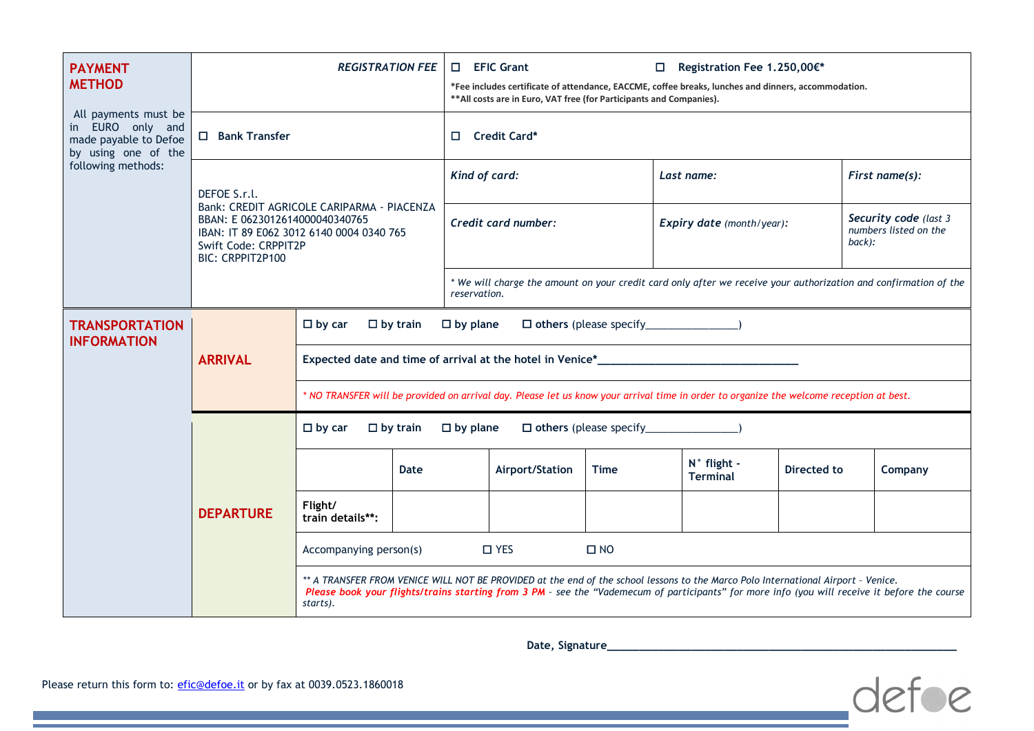## PAYMENT METHOD

All payments must be in EURO only and made payable to Defoe by using one of the following methods:

*REGISTRATION FEE*

☐ **EFIC Grant** ☐ **Registration Fee 1.250,00€***

***Fee includes certificate of attendance, EACCME, coffee breaks, lunches and dinners, accommodation.**
****All costs are in Euro, VAT free (for Participants and Companies).**

| ☐ **Bank Transfer** | ☐ **Credit Card*** | | |
|---|---|---|---|
| DEFOE S.r.l.<br>Bank: CREDIT AGRICOLE CARIPARMA - PIACENZA<br>BBAN: E 06230126140000403407​65<br>IBAN: IT 89 E062 3012 6140 0004 0340 765<br>Swift Code: CRPPIT2P<br>BIC: CRPPIT2P100 | ***Kind of card:*** | ***Last name:*** | ***First name(s):*** |
| | ***Credit card number:*** | ***Expiry date*** *(month/year):* | ***Security code*** *(last 3 numbers listed on the back):* |
| | *\* We will charge the amount on your credit card only after we receive your authorization and confirmation of the reservation.* | | |

## TRANSPORTATION INFORMATION

### ARRIVAL

☐ **by car** ☐ **by train** ☐ **by plane** ☐ **others** (please specify________________)

**Expected date and time of arrival at the hotel in Venice*__________________________________**

*\* NO TRANSFER will be provided on arrival day. Please let us know your arrival time in order to organize the welcome reception at best.*

### DEPARTURE

☐ **by car** ☐ **by train** ☐ **by plane** ☐ **others** (please specify________________)

| | Date | Airport/Station | Time | N° flight - Terminal | Directed to | Company |
|---|---|---|---|---|---|---|
| **Flight/ train details**:** | | | | | | |

Accompanying person(s) ☐ YES ☐ NO

*\*\* A TRANSFER FROM VENICE WILL NOT BE PROVIDED at the end of the school lessons to the Marco Polo International Airport - Venice.*
***Please book your flights/trains starting from 3 PM*** *- see the "Vademecum of participants" for more info (you will receive it before the course starts).*

**Date, Signature_____________________________________________________________**

Please return this form to: efic@defoe.it or by fax at 0039.0523.1860018

defoe